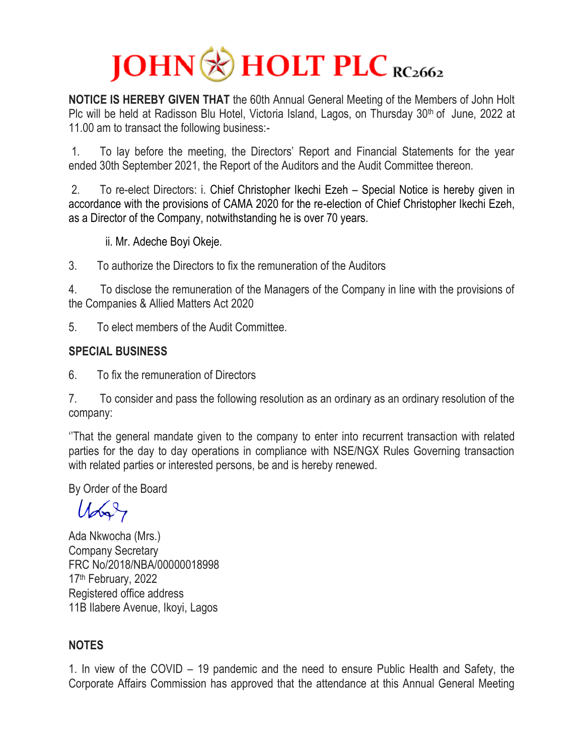# JOHN HOLT PLC RC2662

**NOTICE IS HEREBY GIVEN THAT** the 60th Annual General Meeting of the Members of John Holt Plc will be held at Radisson Blu Hotel, Victoria Island, Lagos, on Thursday 30th of June, 2022 at 11.00 am to transact the following business:-

1. To lay before the meeting, the Directors' Report and Financial Statements for the year ended 30th September 2021, the Report of the Auditors and the Audit Committee thereon.

2. To re-elect Directors: i. Chief Christopher Ikechi Ezeh – Special Notice is hereby given in accordance with the provisions of CAMA 2020 for the re-election of Chief Christopher Ikechi Ezeh, as a Director of the Company, notwithstanding he is over 70 years.

   ii. Mr. Adeche Boyi Okeje.

3. To authorize the Directors to fix the remuneration of the Auditors

4. To disclose the remuneration of the Managers of the Company in line with the provisions of the Companies & Allied Matters Act 2020

5. To elect members of the Audit Committee.

## SPECIAL BUSINESS

6. To fix the remuneration of Directors

7. To consider and pass the following resolution as an ordinary as an ordinary resolution of the company:

''That the general mandate given to the company to enter into recurrent transaction with related parties for the day to day operations in compliance with NSE/NGX Rules Governing transaction with related parties or interested persons, be and is hereby renewed.

By Order of the Board

Ada Nkwocha (Mrs.)
Company Secretary
FRC No/2018/NBA/00000018998
17th February, 2022
Registered office address
11B Ilabere Avenue, Ikoyi, Lagos

## NOTES

1. In view of the COVID – 19 pandemic and the need to ensure Public Health and Safety, the Corporate Affairs Commission has approved that the attendance at this Annual General Meeting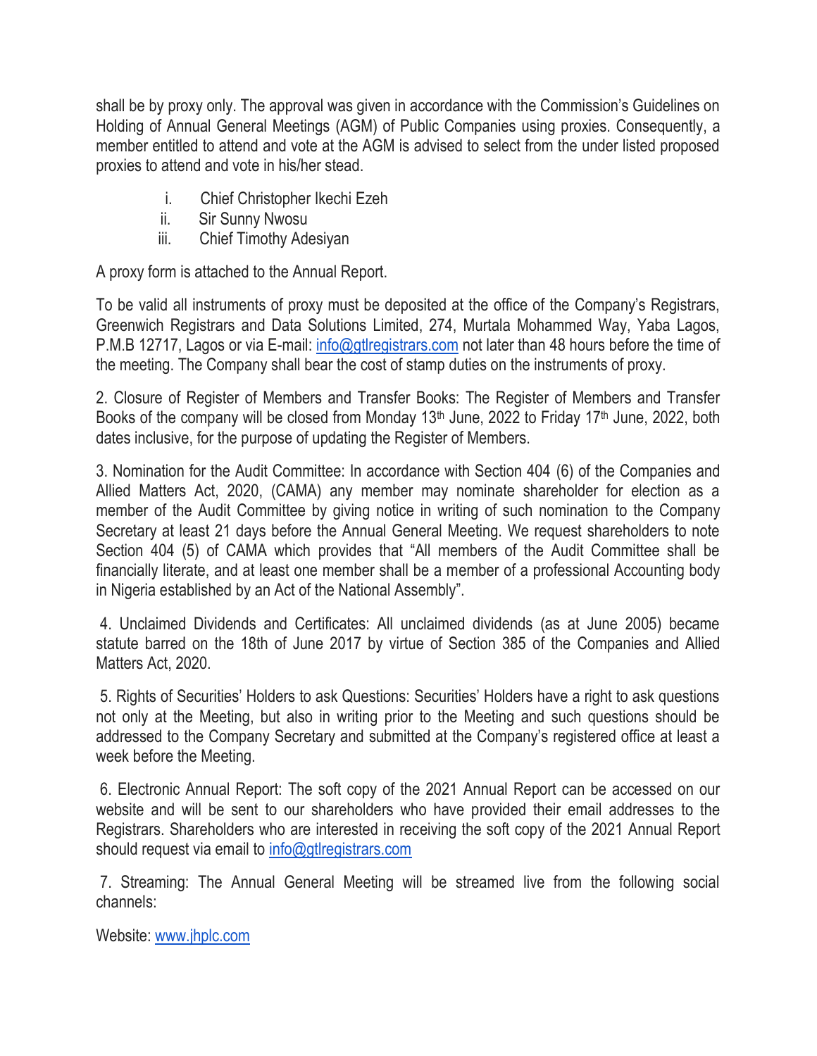shall be by proxy only. The approval was given in accordance with the Commission's Guidelines on Holding of Annual General Meetings (AGM) of Public Companies using proxies. Consequently, a member entitled to attend and vote at the AGM is advised to select from the under listed proposed proxies to attend and vote in his/her stead.

i. Chief Christopher Ikechi Ezeh
ii. Sir Sunny Nwosu
iii. Chief Timothy Adesiyan

A proxy form is attached to the Annual Report.

To be valid all instruments of proxy must be deposited at the office of the Company's Registrars, Greenwich Registrars and Data Solutions Limited, 274, Murtala Mohammed Way, Yaba Lagos, P.M.B 12717, Lagos or via E-mail: info@gtlregistrars.com not later than 48 hours before the time of the meeting. The Company shall bear the cost of stamp duties on the instruments of proxy.

2. Closure of Register of Members and Transfer Books: The Register of Members and Transfer Books of the company will be closed from Monday 13th June, 2022 to Friday 17th June, 2022, both dates inclusive, for the purpose of updating the Register of Members.

3. Nomination for the Audit Committee: In accordance with Section 404 (6) of the Companies and Allied Matters Act, 2020, (CAMA) any member may nominate shareholder for election as a member of the Audit Committee by giving notice in writing of such nomination to the Company Secretary at least 21 days before the Annual General Meeting. We request shareholders to note Section 404 (5) of CAMA which provides that "All members of the Audit Committee shall be financially literate, and at least one member shall be a member of a professional Accounting body in Nigeria established by an Act of the National Assembly".

4. Unclaimed Dividends and Certificates: All unclaimed dividends (as at June 2005) became statute barred on the 18th of June 2017 by virtue of Section 385 of the Companies and Allied Matters Act, 2020.

5. Rights of Securities' Holders to ask Questions: Securities' Holders have a right to ask questions not only at the Meeting, but also in writing prior to the Meeting and such questions should be addressed to the Company Secretary and submitted at the Company's registered office at least a week before the Meeting.

6. Electronic Annual Report: The soft copy of the 2021 Annual Report can be accessed on our website and will be sent to our shareholders who have provided their email addresses to the Registrars. Shareholders who are interested in receiving the soft copy of the 2021 Annual Report should request via email to info@gtlregistrars.com

7. Streaming: The Annual General Meeting will be streamed live from the following social channels:

Website: www.jhplc.com